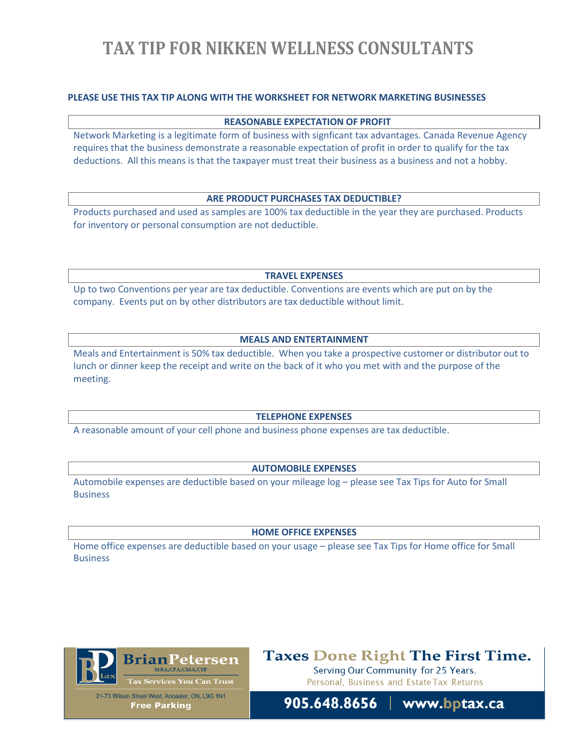# TAX TIP FOR NIKKEN WELLNESS CONSULTANTS

**PLEASE USE THIS TAX TIP ALONG WITH THE WORKSHEET FOR NETWORK MARKETING BUSINESSES**

## REASONABLE EXPECTATION OF PROFIT

Network Marketing is a legitimate form of business with signficant tax advantages. Canada Revenue Agency requires that the business demonstrate a reasonable expectation of profit in order to qualify for the tax deductions. All this means is that the taxpayer must treat their business as a business and not a hobby.

## ARE PRODUCT PURCHASES TAX DEDUCTIBLE?

Products purchased and used as samples are 100% tax deductible in the year they are purchased. Products for inventory or personal consumption are not deductible.

## TRAVEL EXPENSES

Up to two Conventions per year are tax deductible. Conventions are events which are put on by the company. Events put on by other distributors are tax deductible without limit.

## MEALS AND ENTERTAINMENT

Meals and Entertainment is 50% tax deductible. When you take a prospective customer or distributor out to lunch or dinner keep the receipt and write on the back of it who you met with and the purpose of the meeting.

## TELEPHONE EXPENSES

A reasonable amount of your cell phone and business phone expenses are tax deductible.

## AUTOMOBILE EXPENSES

Automobile expenses are deductible based on your mileage log – please see Tax Tips for Auto for Small Business

## HOME OFFICE EXPENSES

Home office expenses are deductible based on your usage – please see Tax Tips for Home office for Small Business

**Brian Petersen** MBA,CPA,CMA,CFP
Tax Services You Can Trust
21-73 Wilson Street West, Ancaster, ON, L9G 1N1
Free Parking

**Taxes Done Right The First Time.**
Serving Our Community for 25 Years.
Personal, Business and Estate Tax Returns

**905.648.8656 | www.bptax.ca**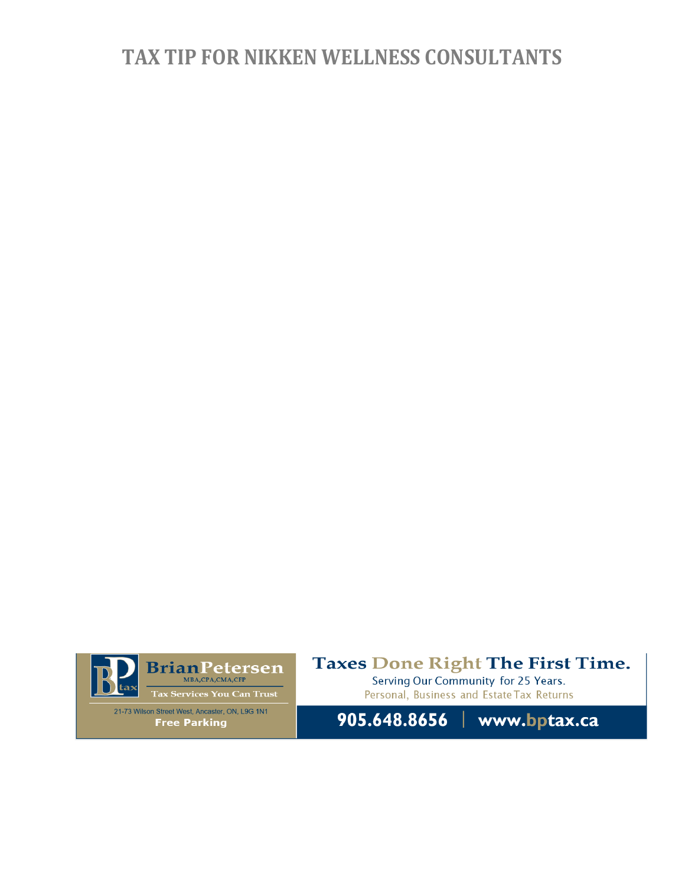# TAX TIP FOR NIKKEN WELLNESS CONSULTANTS

**Brian Petersen** MBA,CPA,CMA,CFP

Tax Services You Can Trust

21-73 Wilson Street West, Ancaster, ON, L9G 1N1

**Free Parking**

**Taxes Done Right The First Time.**

Serving Our Community for 25 Years.

Personal, Business and Estate Tax Returns

**905.648.8656 | www.bptax.ca**